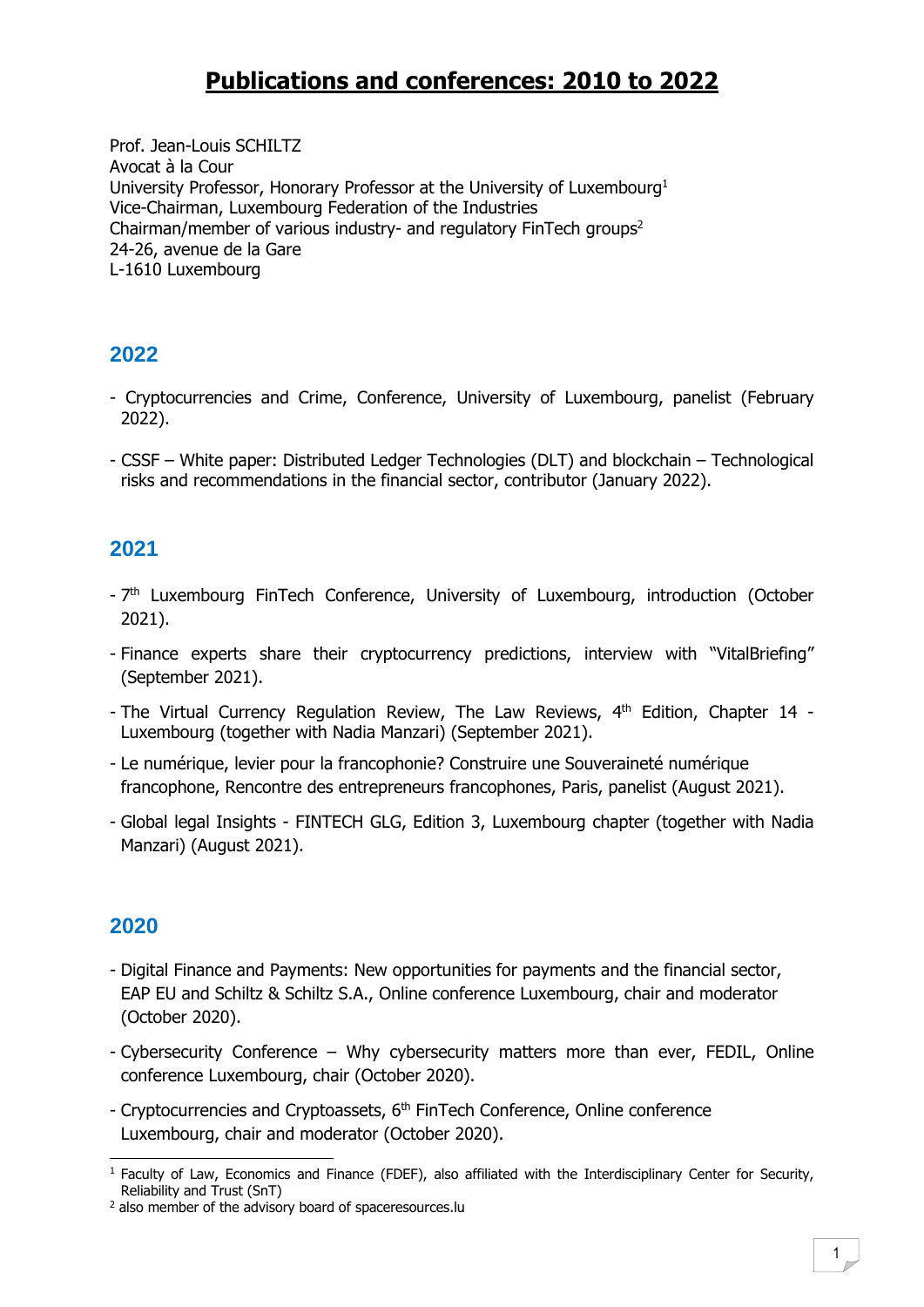# Publications and conferences: 2010 to 2022

Prof. Jean-Louis SCHILTZ
Avocat à la Cour
University Professor, Honorary Professor at the University of Luxembourg[1]
Vice-Chairman, Luxembourg Federation of the Industries
Chairman/member of various industry- and regulatory FinTech groups[2]
24-26, avenue de la Gare
L-1610 Luxembourg

## 2022

- Cryptocurrencies and Crime, Conference, University of Luxembourg, panelist (February 2022).
- CSSF – White paper: Distributed Ledger Technologies (DLT) and blockchain – Technological risks and recommendations in the financial sector, contributor (January 2022).

## 2021

- 7th Luxembourg FinTech Conference, University of Luxembourg, introduction (October 2021).
- Finance experts share their cryptocurrency predictions, interview with "VitalBriefing" (September 2021).
- The Virtual Currency Regulation Review, The Law Reviews, 4th Edition, Chapter 14 - Luxembourg (together with Nadia Manzari) (September 2021).
- Le numérique, levier pour la francophonie? Construire une Souveraineté numérique francophone, Rencontre des entrepreneurs francophones, Paris, panelist (August 2021).
- Global legal Insights - FINTECH GLG, Edition 3, Luxembourg chapter (together with Nadia Manzari) (August 2021).

## 2020

- Digital Finance and Payments: New opportunities for payments and the financial sector, EAP EU and Schiltz & Schiltz S.A., Online conference Luxembourg, chair and moderator (October 2020).
- Cybersecurity Conference – Why cybersecurity matters more than ever, FEDIL, Online conference Luxembourg, chair (October 2020).
- Cryptocurrencies and Cryptoassets, 6th FinTech Conference, Online conference Luxembourg, chair and moderator (October 2020).

---

[1] Faculty of Law, Economics and Finance (FDEF), also affiliated with the Interdisciplinary Center for Security, Reliability and Trust (SnT)

[2] also member of the advisory board of spaceresources.lu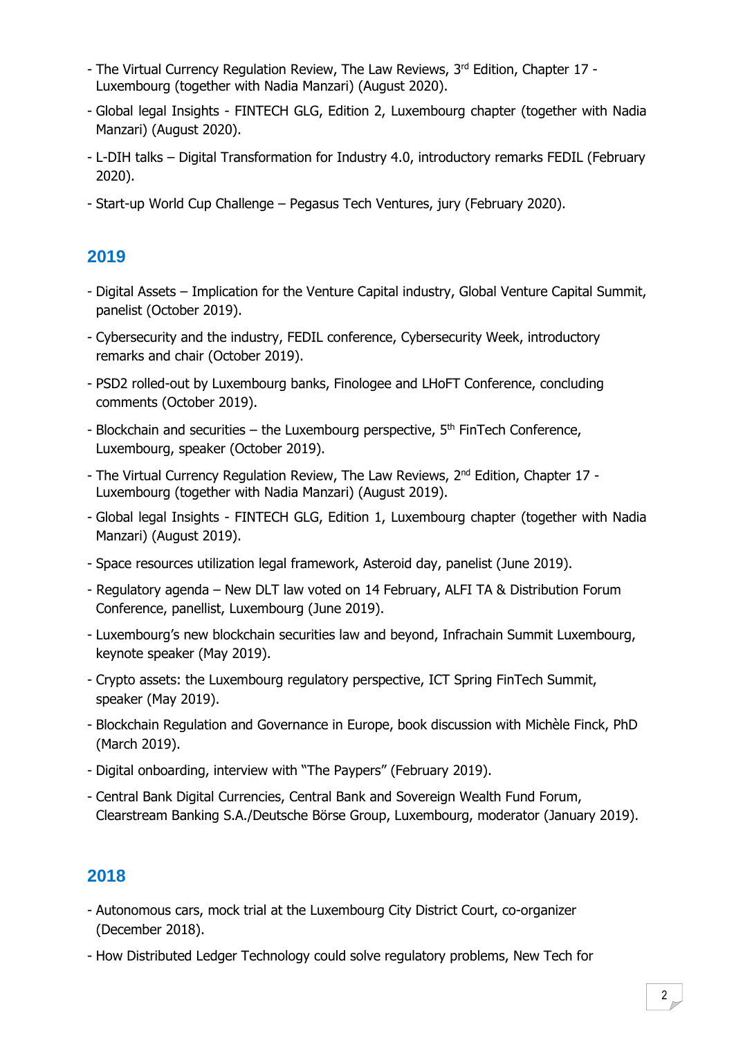- The Virtual Currency Regulation Review, The Law Reviews, 3rd Edition, Chapter 17 - Luxembourg (together with Nadia Manzari) (August 2020).
- Global legal Insights - FINTECH GLG, Edition 2, Luxembourg chapter (together with Nadia Manzari) (August 2020).
- L-DIH talks – Digital Transformation for Industry 4.0, introductory remarks FEDIL (February 2020).
- Start-up World Cup Challenge – Pegasus Tech Ventures, jury (February 2020).

## 2019

- Digital Assets – Implication for the Venture Capital industry, Global Venture Capital Summit, panelist (October 2019).
- Cybersecurity and the industry, FEDIL conference, Cybersecurity Week, introductory remarks and chair (October 2019).
- PSD2 rolled-out by Luxembourg banks, Finologee and LHoFT Conference, concluding comments (October 2019).
- Blockchain and securities – the Luxembourg perspective, 5th FinTech Conference, Luxembourg, speaker (October 2019).
- The Virtual Currency Regulation Review, The Law Reviews, 2nd Edition, Chapter 17 - Luxembourg (together with Nadia Manzari) (August 2019).
- Global legal Insights - FINTECH GLG, Edition 1, Luxembourg chapter (together with Nadia Manzari) (August 2019).
- Space resources utilization legal framework, Asteroid day, panelist (June 2019).
- Regulatory agenda – New DLT law voted on 14 February, ALFI TA & Distribution Forum Conference, panellist, Luxembourg (June 2019).
- Luxembourg's new blockchain securities law and beyond, Infrachain Summit Luxembourg, keynote speaker (May 2019).
- Crypto assets: the Luxembourg regulatory perspective, ICT Spring FinTech Summit, speaker (May 2019).
- Blockchain Regulation and Governance in Europe, book discussion with Michèle Finck, PhD (March 2019).
- Digital onboarding, interview with "The Paypers" (February 2019).
- Central Bank Digital Currencies, Central Bank and Sovereign Wealth Fund Forum, Clearstream Banking S.A./Deutsche Börse Group, Luxembourg, moderator (January 2019).

## 2018

- Autonomous cars, mock trial at the Luxembourg City District Court, co-organizer (December 2018).
- How Distributed Ledger Technology could solve regulatory problems, New Tech for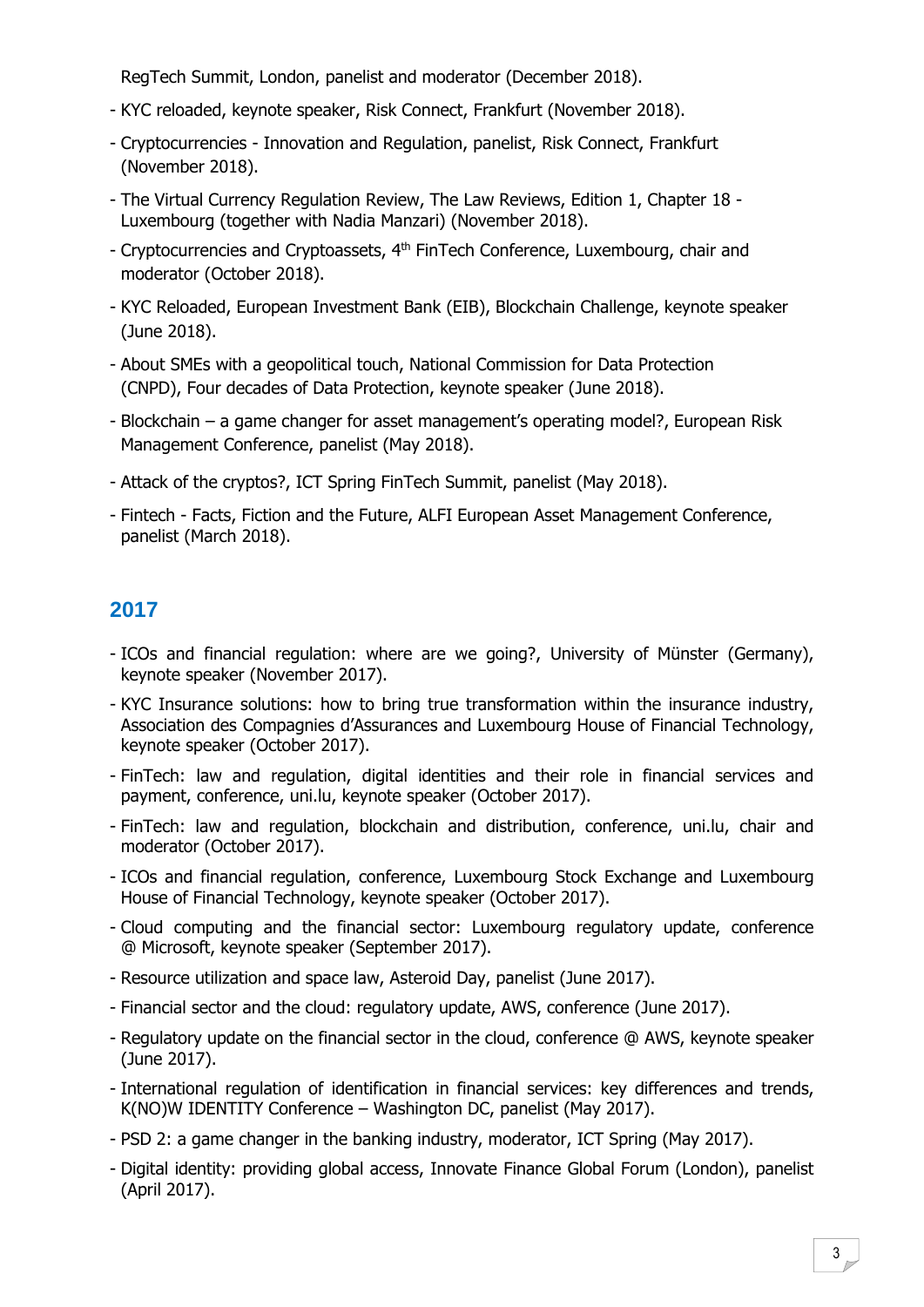RegTech Summit, London, panelist and moderator (December 2018).

- KYC reloaded, keynote speaker, Risk Connect, Frankfurt (November 2018).
- Cryptocurrencies - Innovation and Regulation, panelist, Risk Connect, Frankfurt (November 2018).
- The Virtual Currency Regulation Review, The Law Reviews, Edition 1, Chapter 18 - Luxembourg (together with Nadia Manzari) (November 2018).
- Cryptocurrencies and Cryptoassets, 4th FinTech Conference, Luxembourg, chair and moderator (October 2018).
- KYC Reloaded, European Investment Bank (EIB), Blockchain Challenge, keynote speaker (June 2018).
- About SMEs with a geopolitical touch, National Commission for Data Protection (CNPD), Four decades of Data Protection, keynote speaker (June 2018).
- Blockchain – a game changer for asset management's operating model?, European Risk Management Conference, panelist (May 2018).
- Attack of the cryptos?, ICT Spring FinTech Summit, panelist (May 2018).
- Fintech - Facts, Fiction and the Future, ALFI European Asset Management Conference, panelist (March 2018).

## 2017

- ICOs and financial regulation: where are we going?, University of Münster (Germany), keynote speaker (November 2017).
- KYC Insurance solutions: how to bring true transformation within the insurance industry, Association des Compagnies d'Assurances and Luxembourg House of Financial Technology, keynote speaker (October 2017).
- FinTech: law and regulation, digital identities and their role in financial services and payment, conference, uni.lu, keynote speaker (October 2017).
- FinTech: law and regulation, blockchain and distribution, conference, uni.lu, chair and moderator (October 2017).
- ICOs and financial regulation, conference, Luxembourg Stock Exchange and Luxembourg House of Financial Technology, keynote speaker (October 2017).
- Cloud computing and the financial sector: Luxembourg regulatory update, conference @ Microsoft, keynote speaker (September 2017).
- Resource utilization and space law, Asteroid Day, panelist (June 2017).
- Financial sector and the cloud: regulatory update, AWS, conference (June 2017).
- Regulatory update on the financial sector in the cloud, conference @ AWS, keynote speaker (June 2017).
- International regulation of identification in financial services: key differences and trends, K(NO)W IDENTITY Conference – Washington DC, panelist (May 2017).
- PSD 2: a game changer in the banking industry, moderator, ICT Spring (May 2017).
- Digital identity: providing global access, Innovate Finance Global Forum (London), panelist (April 2017).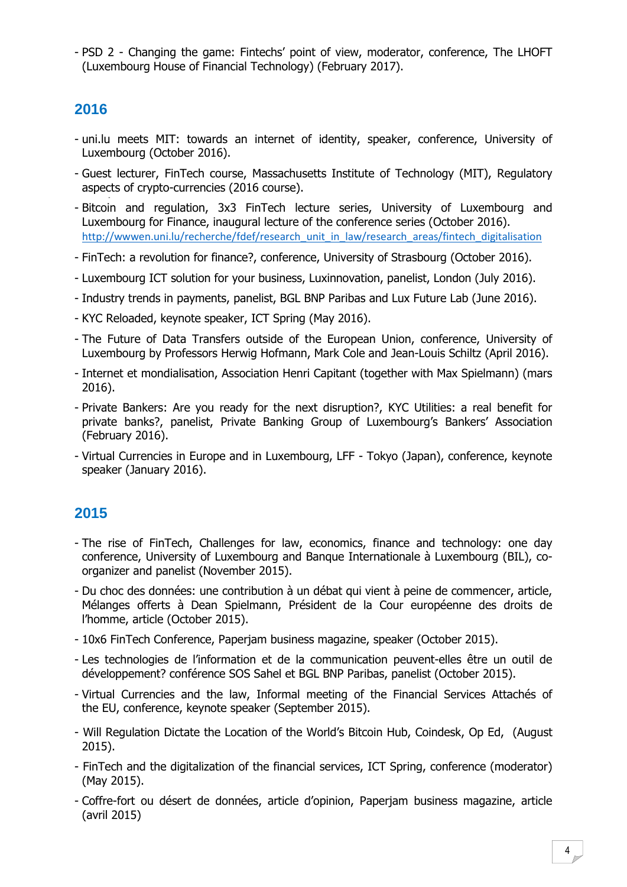- PSD 2 - Changing the game: Fintechs' point of view, moderator, conference, The LHOFT (Luxembourg House of Financial Technology) (February 2017).

## 2016

- uni.lu meets MIT: towards an internet of identity, speaker, conference, University of Luxembourg (October 2016).
- Guest lecturer, FinTech course, Massachusetts Institute of Technology (MIT), Regulatory aspects of crypto-currencies (2016 course).
- Bitcoin and regulation, 3x3 FinTech lecture series, University of Luxembourg and Luxembourg for Finance, inaugural lecture of the conference series (October 2016). http://wwwen.uni.lu/recherche/fdef/research_unit_in_law/research_areas/fintech_digitalisation
- FinTech: a revolution for finance?, conference, University of Strasbourg (October 2016).
- Luxembourg ICT solution for your business, Luxinnovation, panelist, London (July 2016).
- Industry trends in payments, panelist, BGL BNP Paribas and Lux Future Lab (June 2016).
- KYC Reloaded, keynote speaker, ICT Spring (May 2016).
- The Future of Data Transfers outside of the European Union, conference, University of Luxembourg by Professors Herwig Hofmann, Mark Cole and Jean-Louis Schiltz (April 2016).
- Internet et mondialisation, Association Henri Capitant (together with Max Spielmann) (mars 2016).
- Private Bankers: Are you ready for the next disruption?, KYC Utilities: a real benefit for private banks?, panelist, Private Banking Group of Luxembourg's Bankers' Association (February 2016).
- Virtual Currencies in Europe and in Luxembourg, LFF - Tokyo (Japan), conference, keynote speaker (January 2016).

## 2015

- The rise of FinTech, Challenges for law, economics, finance and technology: one day conference, University of Luxembourg and Banque Internationale à Luxembourg (BIL), co-organizer and panelist (November 2015).
- Du choc des données: une contribution à un débat qui vient à peine de commencer, article, Mélanges offerts à Dean Spielmann, Président de la Cour européenne des droits de l'homme, article (October 2015).
- 10x6 FinTech Conference, Paperjam business magazine, speaker (October 2015).
- Les technologies de l'information et de la communication peuvent-elles être un outil de développement? conférence SOS Sahel et BGL BNP Paribas, panelist (October 2015).
- Virtual Currencies and the law, Informal meeting of the Financial Services Attachés of the EU, conference, keynote speaker (September 2015).
- Will Regulation Dictate the Location of the World's Bitcoin Hub, Coindesk, Op Ed, (August 2015).
- FinTech and the digitalization of the financial services, ICT Spring, conference (moderator) (May 2015).
- Coffre-fort ou désert de données, article d'opinion, Paperjam business magazine, article (avril 2015)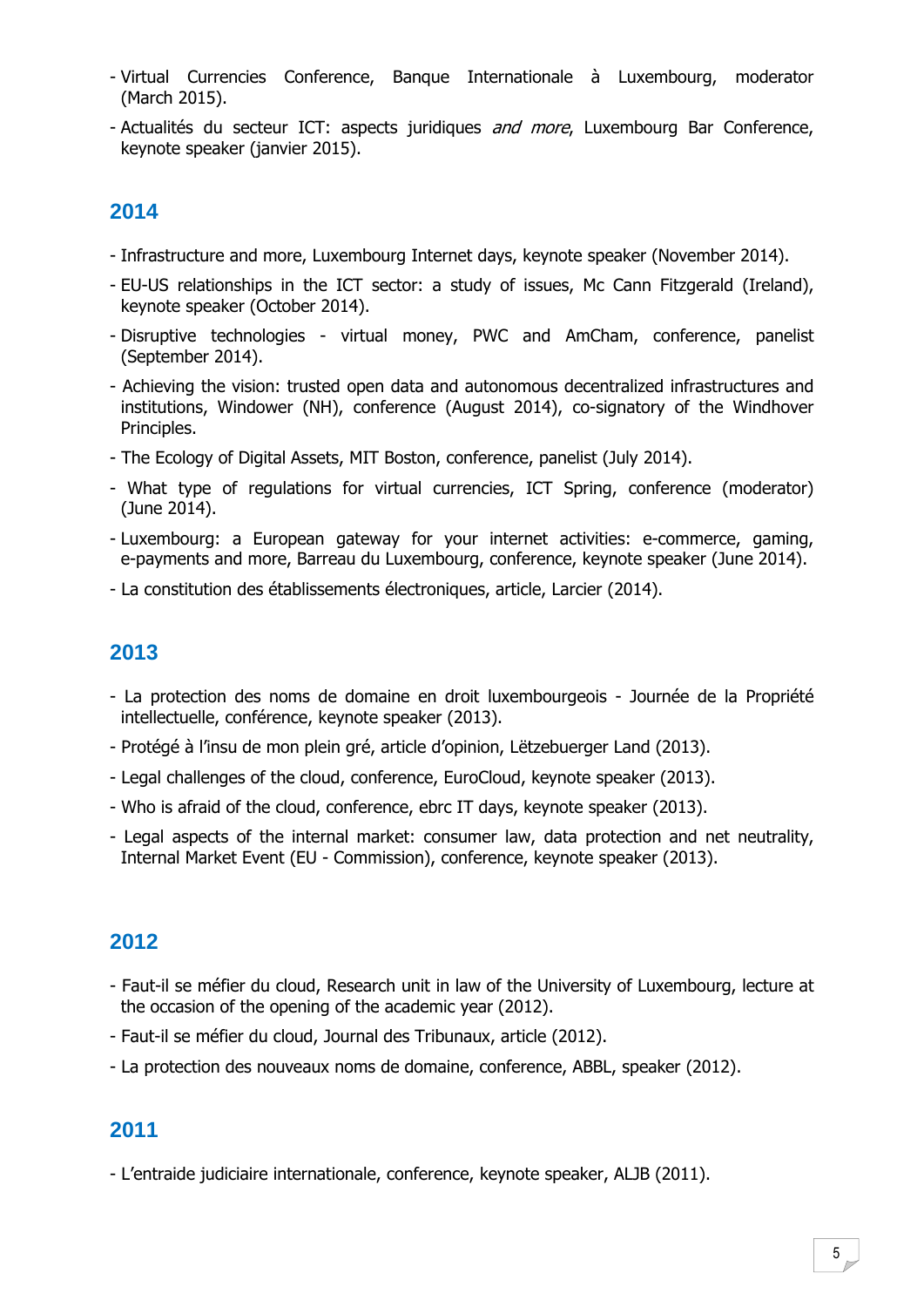- Virtual Currencies Conference, Banque Internationale à Luxembourg, moderator (March 2015).
- Actualités du secteur ICT: aspects juridiques *and more*, Luxembourg Bar Conference, keynote speaker (janvier 2015).

## 2014

- Infrastructure and more, Luxembourg Internet days, keynote speaker (November 2014).
- EU-US relationships in the ICT sector: a study of issues, Mc Cann Fitzgerald (Ireland), keynote speaker (October 2014).
- Disruptive technologies - virtual money, PWC and AmCham, conference, panelist (September 2014).
- Achieving the vision: trusted open data and autonomous decentralized infrastructures and institutions, Windower (NH), conference (August 2014), co-signatory of the Windhover Principles.
- The Ecology of Digital Assets, MIT Boston, conference, panelist (July 2014).
- What type of regulations for virtual currencies, ICT Spring, conference (moderator) (June 2014).
- Luxembourg: a European gateway for your internet activities: e-commerce, gaming, e-payments and more, Barreau du Luxembourg, conference, keynote speaker (June 2014).
- La constitution des établissements électroniques, article, Larcier (2014).

## 2013

- La protection des noms de domaine en droit luxembourgeois - Journée de la Propriété intellectuelle, conférence, keynote speaker (2013).
- Protégé à l'insu de mon plein gré, article d'opinion, Lëtzebuerger Land (2013).
- Legal challenges of the cloud, conference, EuroCloud, keynote speaker (2013).
- Who is afraid of the cloud, conference, ebrc IT days, keynote speaker (2013).
- Legal aspects of the internal market: consumer law, data protection and net neutrality, Internal Market Event (EU - Commission), conference, keynote speaker (2013).

## 2012

- Faut-il se méfier du cloud, Research unit in law of the University of Luxembourg, lecture at the occasion of the opening of the academic year (2012).
- Faut-il se méfier du cloud, Journal des Tribunaux, article (2012).
- La protection des nouveaux noms de domaine, conference, ABBL, speaker (2012).

## 2011

- L'entraide judiciaire internationale, conference, keynote speaker, ALJB (2011).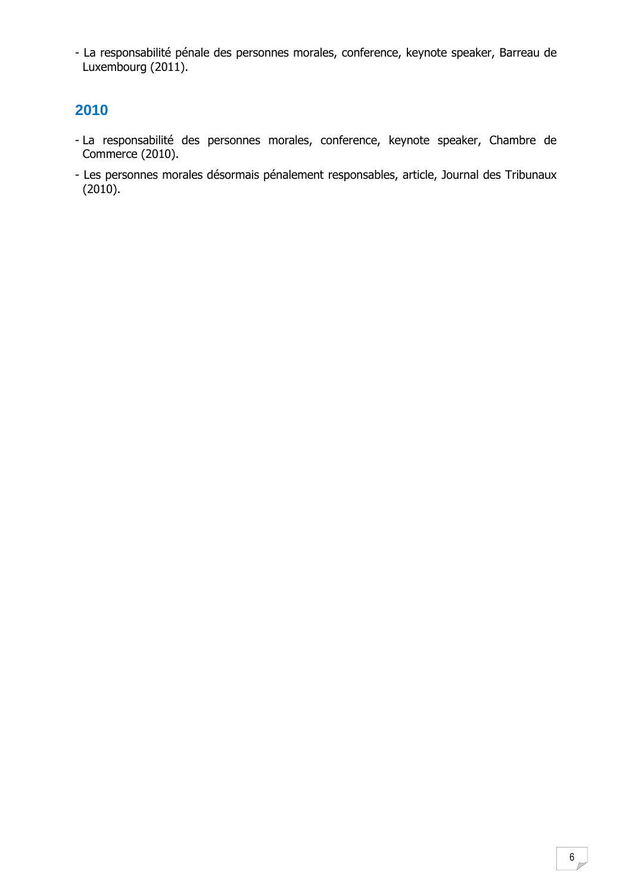- La responsabilité pénale des personnes morales, conference, keynote speaker, Barreau de Luxembourg (2011).

## 2010

- La responsabilité des personnes morales, conference, keynote speaker, Chambre de Commerce (2010).
- Les personnes morales désormais pénalement responsables, article, Journal des Tribunaux (2010).